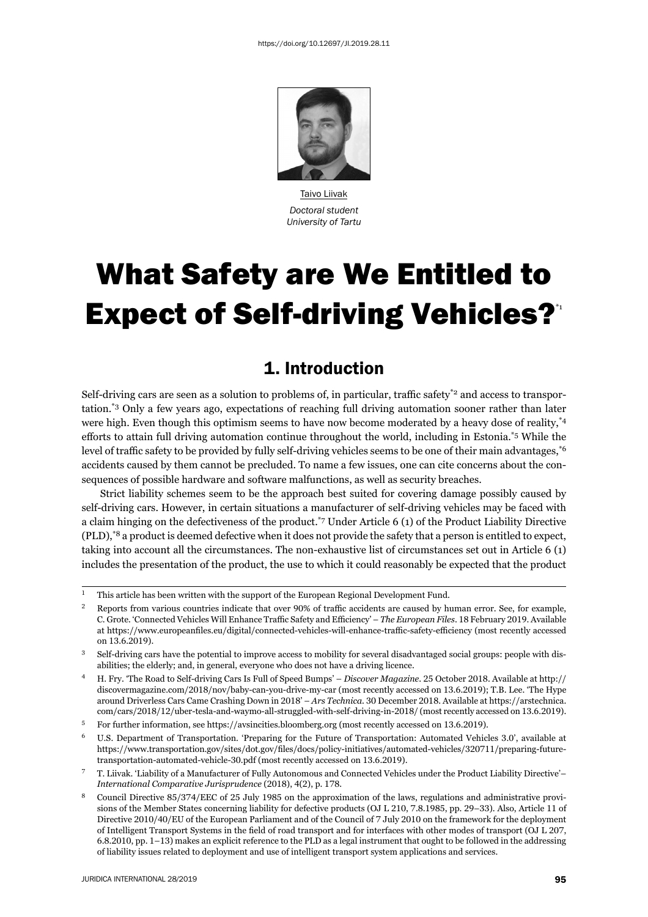https://doi.org/10.12697/JI.2019.28.11

Taivo Liivak

*Doctoral student*
*University of Tartu*

# What Safety are We Entitled to Expect of Self-driving Vehicles?[1]

## 1. Introduction

Self-driving cars are seen as a solution to problems of, in particular, traffic safety[2] and access to transportation.[3] Only a few years ago, expectations of reaching full driving automation sooner rather than later were high. Even though this optimism seems to have now become moderated by a heavy dose of reality,[4] efforts to attain full driving automation continue throughout the world, including in Estonia.[5] While the level of traffic safety to be provided by fully self-driving vehicles seems to be one of their main advantages,[6] accidents caused by them cannot be precluded. To name a few issues, one can cite concerns about the consequences of possible hardware and software malfunctions, as well as security breaches.

Strict liability schemes seem to be the approach best suited for covering damage possibly caused by self-driving cars. However, in certain situations a manufacturer of self-driving vehicles may be faced with a claim hinging on the defectiveness of the product.[7] Under Article 6 (1) of the Product Liability Directive (PLD),[8] a product is deemed defective when it does not provide the safety that a person is entitled to expect, taking into account all the circumstances. The non-exhaustive list of circumstances set out in Article 6 (1) includes the presentation of the product, the use to which it could reasonably be expected that the product

---

1 This article has been written with the support of the European Regional Development Fund.

2 Reports from various countries indicate that over 90% of traffic accidents are caused by human error. See, for example, C. Grote. 'Connected Vehicles Will Enhance Traffic Safety and Efficiency' – *The European Files*. 18 February 2019. Available at https://www.europeanfiles.eu/digital/connected-vehicles-will-enhance-traffic-safety-efficiency (most recently accessed on 13.6.2019).

3 Self-driving cars have the potential to improve access to mobility for several disadvantaged social groups: people with disabilities; the elderly; and, in general, everyone who does not have a driving licence.

4 H. Fry. 'The Road to Self-driving Cars Is Full of Speed Bumps' – *Discover Magazine*. 25 October 2018. Available at http://discovermagazine.com/2018/nov/baby-can-you-drive-my-car (most recently accessed on 13.6.2019); T.B. Lee. 'The Hype around Driverless Cars Came Crashing Down in 2018' – *Ars Technica*. 30 December 2018. Available at https://arstechnica.com/cars/2018/12/uber-tesla-and-waymo-all-struggled-with-self-driving-in-2018/ (most recently accessed on 13.6.2019).

5 For further information, see https://avsincities.bloomberg.org (most recently accessed on 13.6.2019).

6 U.S. Department of Transportation. 'Preparing for the Future of Transportation: Automated Vehicles 3.0', available at https://www.transportation.gov/sites/dot.gov/files/docs/policy-initiatives/automated-vehicles/320711/preparing-future-transportation-automated-vehicle-30.pdf (most recently accessed on 13.6.2019).

7 T. Liivak. 'Liability of a Manufacturer of Fully Autonomous and Connected Vehicles under the Product Liability Directive'– *International Comparative Jurisprudence* (2018), 4(2), p. 178.

8 Council Directive 85/374/EEC of 25 July 1985 on the approximation of the laws, regulations and administrative provisions of the Member States concerning liability for defective products (OJ L 210, 7.8.1985, pp. 29–33). Also, Article 11 of Directive 2010/40/EU of the European Parliament and of the Council of 7 July 2010 on the framework for the deployment of Intelligent Transport Systems in the field of road transport and for interfaces with other modes of transport (OJ L 207, 6.8.2010, pp. 1–13) makes an explicit reference to the PLD as a legal instrument that ought to be followed in the addressing of liability issues related to deployment and use of intelligent transport system applications and services.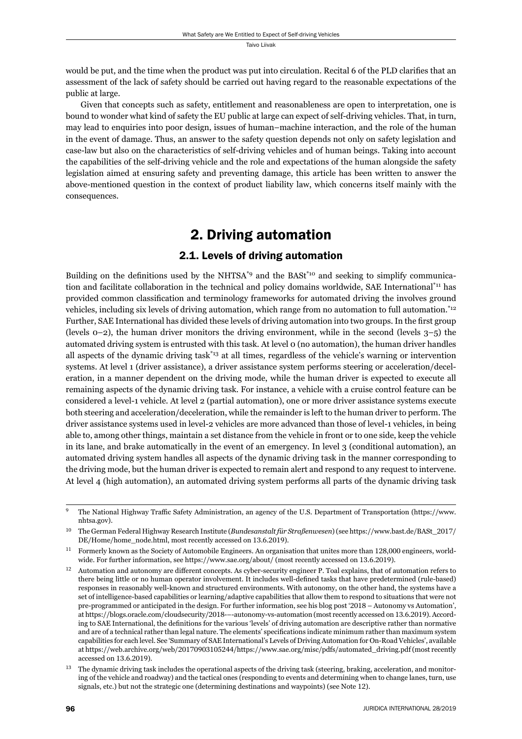would be put, and the time when the product was put into circulation. Recital 6 of the PLD clarifies that an assessment of the lack of safety should be carried out having regard to the reasonable expectations of the public at large.

Given that concepts such as safety, entitlement and reasonableness are open to interpretation, one is bound to wonder what kind of safety the EU public at large can expect of self-driving vehicles. That, in turn, may lead to enquiries into poor design, issues of human–machine interaction, and the role of the human in the event of damage. Thus, an answer to the safety question depends not only on safety legislation and case-law but also on the characteristics of self-driving vehicles and of human beings. Taking into account the capabilities of the self-driving vehicle and the role and expectations of the human alongside the safety legislation aimed at ensuring safety and preventing damage, this article has been written to answer the above-mentioned question in the context of product liability law, which concerns itself mainly with the consequences.

## 2. Driving automation

### 2.1. Levels of driving automation

Building on the definitions used by the NHTSA[*9] and the BASt[*10] and seeking to simplify communication and facilitate collaboration in the technical and policy domains worldwide, SAE International[*11] has provided common classification and terminology frameworks for automated driving the involves ground vehicles, including six levels of driving automation, which range from no automation to full automation.[*12] Further, SAE International has divided these levels of driving automation into two groups. In the first group (levels 0–2), the human driver monitors the driving environment, while in the second (levels 3–5) the automated driving system is entrusted with this task. At level 0 (no automation), the human driver handles all aspects of the dynamic driving task[*13] at all times, regardless of the vehicle's warning or intervention systems. At level 1 (driver assistance), a driver assistance system performs steering or acceleration/deceleration, in a manner dependent on the driving mode, while the human driver is expected to execute all remaining aspects of the dynamic driving task. For instance, a vehicle with a cruise control feature can be considered a level-1 vehicle. At level 2 (partial automation), one or more driver assistance systems execute both steering and acceleration/deceleration, while the remainder is left to the human driver to perform. The driver assistance systems used in level-2 vehicles are more advanced than those of level-1 vehicles, in being able to, among other things, maintain a set distance from the vehicle in front or to one side, keep the vehicle in its lane, and brake automatically in the event of an emergency. In level 3 (conditional automation), an automated driving system handles all aspects of the dynamic driving task in the manner corresponding to the driving mode, but the human driver is expected to remain alert and respond to any request to intervene. At level 4 (high automation), an automated driving system performs all parts of the dynamic driving task

---

[9] The National Highway Traffic Safety Administration, an agency of the U.S. Department of Transportation (https://www.nhtsa.gov).

[10] The German Federal Highway Research Institute (*Bundesanstalt für Straßenwesen*) (see https://www.bast.de/BASt_2017/DE/Home/home_node.html, most recently accessed on 13.6.2019).

[11] Formerly known as the Society of Automobile Engineers. An organisation that unites more than 128,000 engineers, worldwide. For further information, see https://www.sae.org/about/ (most recently accessed on 13.6.2019).

[12] Automation and autonomy are different concepts. As cyber-security engineer P. Toal explains, that of automation refers to there being little or no human operator involvement. It includes well-defined tasks that have predetermined (rule-based) responses in reasonably well-known and structured environments. With autonomy, on the other hand, the systems have a set of intelligence-based capabilities or learning/adaptive capabilities that allow them to respond to situations that were not pre-programmed or anticipated in the design. For further information, see his blog post '2018 – Autonomy vs Automation', at https://blogs.oracle.com/cloudsecurity/2018-–-autonomy-vs-automation (most recently accessed on 13.6.2019). According to SAE International, the definitions for the various 'levels' of driving automation are descriptive rather than normative and are of a technical rather than legal nature. The elements' specifications indicate minimum rather than maximum system capabilities for each level. See 'Summary of SAE International's Levels of Driving Automation for On-Road Vehicles', available at https://web.archive.org/web/20170903105244/https://www.sae.org/misc/pdfs/automated_driving.pdf (most recently accessed on 13.6.2019).

[13] The dynamic driving task includes the operational aspects of the driving task (steering, braking, acceleration, and monitoring of the vehicle and roadway) and the tactical ones (responding to events and determining when to change lanes, turn, use signals, etc.) but not the strategic one (determining destinations and waypoints) (see Note 12).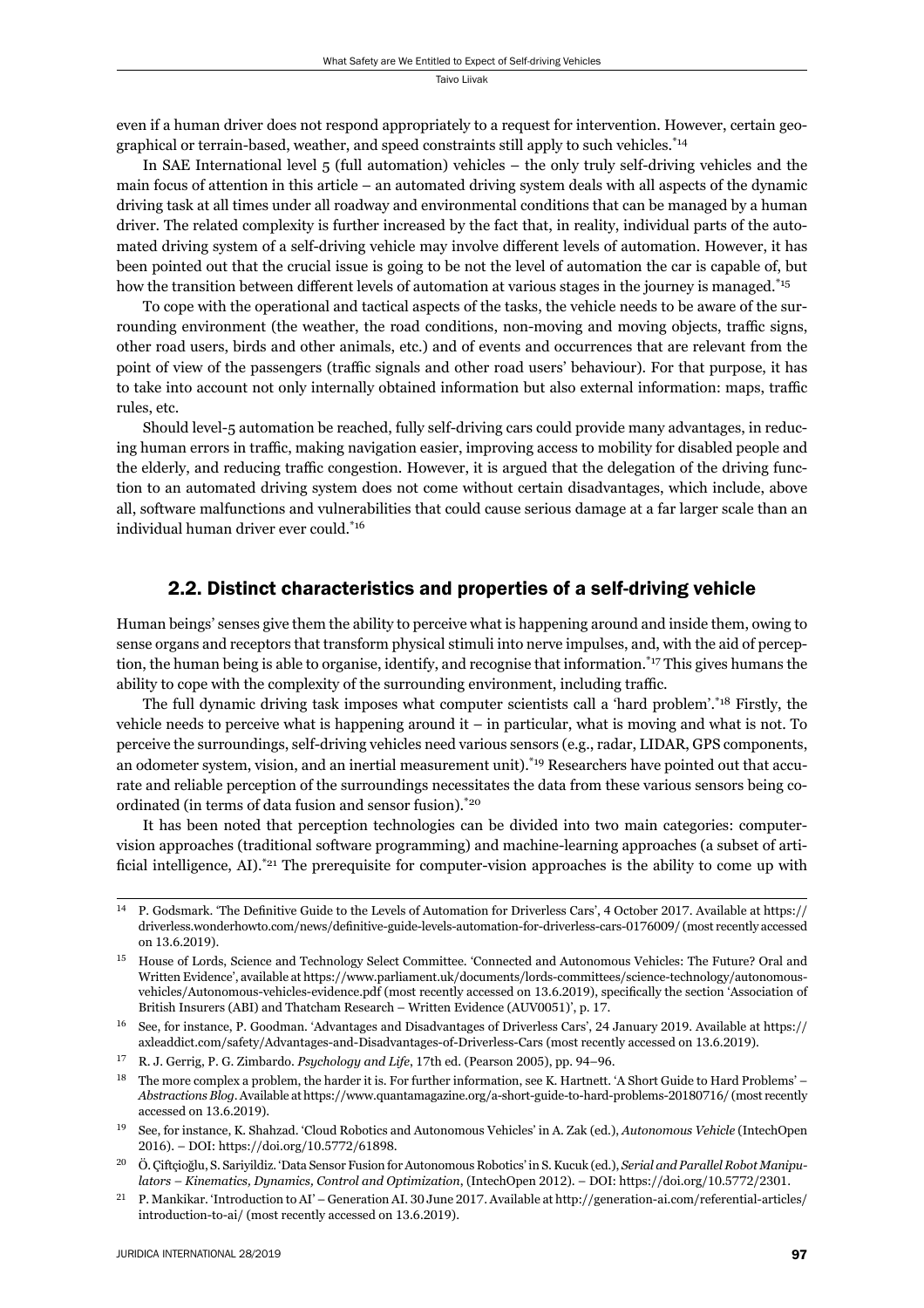even if a human driver does not respond appropriately to a request for intervention. However, certain geographical or terrain-based, weather, and speed constraints still apply to such vehicles.[14]

In SAE International level 5 (full automation) vehicles – the only truly self-driving vehicles and the main focus of attention in this article – an automated driving system deals with all aspects of the dynamic driving task at all times under all roadway and environmental conditions that can be managed by a human driver. The related complexity is further increased by the fact that, in reality, individual parts of the automated driving system of a self-driving vehicle may involve different levels of automation. However, it has been pointed out that the crucial issue is going to be not the level of automation the car is capable of, but how the transition between different levels of automation at various stages in the journey is managed.[15]

To cope with the operational and tactical aspects of the tasks, the vehicle needs to be aware of the surrounding environment (the weather, the road conditions, non-moving and moving objects, traffic signs, other road users, birds and other animals, etc.) and of events and occurrences that are relevant from the point of view of the passengers (traffic signals and other road users' behaviour). For that purpose, it has to take into account not only internally obtained information but also external information: maps, traffic rules, etc.

Should level-5 automation be reached, fully self-driving cars could provide many advantages, in reducing human errors in traffic, making navigation easier, improving access to mobility for disabled people and the elderly, and reducing traffic congestion. However, it is argued that the delegation of the driving function to an automated driving system does not come without certain disadvantages, which include, above all, software malfunctions and vulnerabilities that could cause serious damage at a far larger scale than an individual human driver ever could.[16]

## 2.2. Distinct characteristics and properties of a self-driving vehicle

Human beings' senses give them the ability to perceive what is happening around and inside them, owing to sense organs and receptors that transform physical stimuli into nerve impulses, and, with the aid of perception, the human being is able to organise, identify, and recognise that information.[17] This gives humans the ability to cope with the complexity of the surrounding environment, including traffic.

The full dynamic driving task imposes what computer scientists call a 'hard problem'.[18] Firstly, the vehicle needs to perceive what is happening around it – in particular, what is moving and what is not. To perceive the surroundings, self-driving vehicles need various sensors (e.g., radar, LIDAR, GPS components, an odometer system, vision, and an inertial measurement unit).[19] Researchers have pointed out that accurate and reliable perception of the surroundings necessitates the data from these various sensors being coordinated (in terms of data fusion and sensor fusion).[20]

It has been noted that perception technologies can be divided into two main categories: computer-vision approaches (traditional software programming) and machine-learning approaches (a subset of artificial intelligence, AI).[21] The prerequisite for computer-vision approaches is the ability to come up with

---

[14] P. Godsmark. 'The Definitive Guide to the Levels of Automation for Driverless Cars', 4 October 2017. Available at https://driverless.wonderhowto.com/news/definitive-guide-levels-automation-for-driverless-cars-0176009/ (most recently accessed on 13.6.2019).

[15] House of Lords, Science and Technology Select Committee. 'Connected and Autonomous Vehicles: The Future? Oral and Written Evidence', available at https://www.parliament.uk/documents/lords-committees/science-technology/autonomous-vehicles/Autonomous-vehicles-evidence.pdf (most recently accessed on 13.6.2019), specifically the section 'Association of British Insurers (ABI) and Thatcham Research – Written Evidence (AUV0051)', p. 17.

[16] See, for instance, P. Goodman. 'Advantages and Disadvantages of Driverless Cars', 24 January 2019. Available at https://axleaddict.com/safety/Advantages-and-Disadvantages-of-Driverless-Cars (most recently accessed on 13.6.2019).

[17] R. J. Gerrig, P. G. Zimbardo. *Psychology and Life*, 17th ed. (Pearson 2005), pp. 94–96.

[18] The more complex a problem, the harder it is. For further information, see K. Hartnett. 'A Short Guide to Hard Problems' – *Abstractions Blog*. Available at https://www.quantamagazine.org/a-short-guide-to-hard-problems-20180716/ (most recently accessed on 13.6.2019).

[19] See, for instance, K. Shahzad. 'Cloud Robotics and Autonomous Vehicles' in A. Zak (ed.), *Autonomous Vehicle* (IntechOpen 2016). – DOI: https://doi.org/10.5772/61898.

[20] Ö. Çiftçioğlu, S. Sariyildiz. 'Data Sensor Fusion for Autonomous Robotics' in S. Kucuk (ed.), *Serial and Parallel Robot Manipulators – Kinematics, Dynamics, Control and Optimization*, (IntechOpen 2012). – DOI: https://doi.org/10.5772/2301.

[21] P. Mankikar. 'Introduction to AI' – Generation AI. 30 June 2017. Available at http://generation-ai.com/referential-articles/introduction-to-ai/ (most recently accessed on 13.6.2019).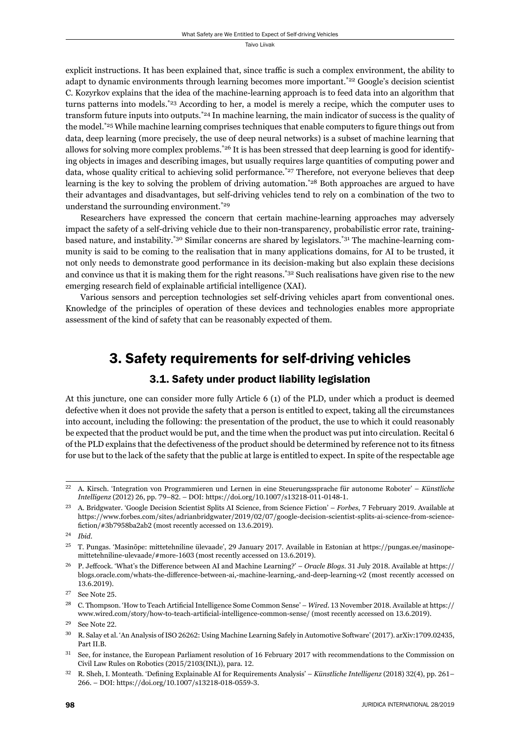explicit instructions. It has been explained that, since traffic is such a complex environment, the ability to adapt to dynamic environments through learning becomes more important.[*22] Google's decision scientist C. Kozyrkov explains that the idea of the machine-learning approach is to feed data into an algorithm that turns patterns into models.[*23] According to her, a model is merely a recipe, which the computer uses to transform future inputs into outputs.[*24] In machine learning, the main indicator of success is the quality of the model.[*25] While machine learning comprises techniques that enable computers to figure things out from data, deep learning (more precisely, the use of deep neural networks) is a subset of machine learning that allows for solving more complex problems.[*26] It is has been stressed that deep learning is good for identifying objects in images and describing images, but usually requires large quantities of computing power and data, whose quality critical to achieving solid performance.[*27] Therefore, not everyone believes that deep learning is the key to solving the problem of driving automation.[*28] Both approaches are argued to have their advantages and disadvantages, but self-driving vehicles tend to rely on a combination of the two to understand the surrounding environment.[*29]

Researchers have expressed the concern that certain machine-learning approaches may adversely impact the safety of a self-driving vehicle due to their non-transparency, probabilistic error rate, training-based nature, and instability.[*30] Similar concerns are shared by legislators.[*31] The machine-learning community is said to be coming to the realisation that in many applications domains, for AI to be trusted, it not only needs to demonstrate good performance in its decision-making but also explain these decisions and convince us that it is making them for the right reasons.[*32] Such realisations have given rise to the new emerging research field of explainable artificial intelligence (XAI).

Various sensors and perception technologies set self-driving vehicles apart from conventional ones. Knowledge of the principles of operation of these devices and technologies enables more appropriate assessment of the kind of safety that can be reasonably expected of them.

## 3. Safety requirements for self-driving vehicles

### 3.1. Safety under product liability legislation

At this juncture, one can consider more fully Article 6 (1) of the PLD, under which a product is deemed defective when it does not provide the safety that a person is entitled to expect, taking all the circumstances into account, including the following: the presentation of the product, the use to which it could reasonably be expected that the product would be put, and the time when the product was put into circulation. Recital 6 of the PLD explains that the defectiveness of the product should be determined by reference not to its fitness for use but to the lack of the safety that the public at large is entitled to expect. In spite of the respectable age

---

22 A. Kirsch. 'Integration von Programmieren und Lernen in eine Steuerungssprache für autonome Roboter' – *Künstliche Intelligenz* (2012) 26, pp. 79–82. – DOI: https://doi.org/10.1007/s13218-011-0148-1.

23 A. Bridgwater. 'Google Decision Scientist Splits AI Science, from Science Fiction' – *Forbes*, 7 February 2019. Available at https://www.forbes.com/sites/adrianbridgwater/2019/02/07/google-decision-scientist-splits-ai-science-from-science-fiction/#3b7958ba2ab2 (most recently accessed on 13.6.2019).

24 *Ibid.*

25 T. Pungas. 'Masinõpe: mittetehniline ülevaade', 29 January 2017. Available in Estonian at https://pungas.ee/masinope-mittetehniline-ulevaade/#more-1603 (most recently accessed on 13.6.2019).

26 P. Jeffcock. 'What's the Difference between AI and Machine Learning?' – *Oracle Blogs*. 31 July 2018. Available at https://blogs.oracle.com/whats-the-difference-between-ai,-machine-learning,-and-deep-learning-v2 (most recently accessed on 13.6.2019).

27 See Note 25.

28 C. Thompson. 'How to Teach Artificial Intelligence Some Common Sense' – *Wired*. 13 November 2018. Available at https://www.wired.com/story/how-to-teach-artificial-intelligence-common-sense/ (most recently accessed on 13.6.2019).

29 See Note 22.

30 R. Salay et al. 'An Analysis of ISO 26262: Using Machine Learning Safely in Automotive Software' (2017). arXiv:1709.02435, Part II.B.

31 See, for instance, the European Parliament resolution of 16 February 2017 with recommendations to the Commission on Civil Law Rules on Robotics (2015/2103(INL)), para. 12.

32 R. Sheh, I. Monteath. 'Defining Explainable AI for Requirements Analysis' – *Künstliche Intelligenz* (2018) 32(4), pp. 261–266. – DOI: https://doi.org/10.1007/s13218-018-0559-3.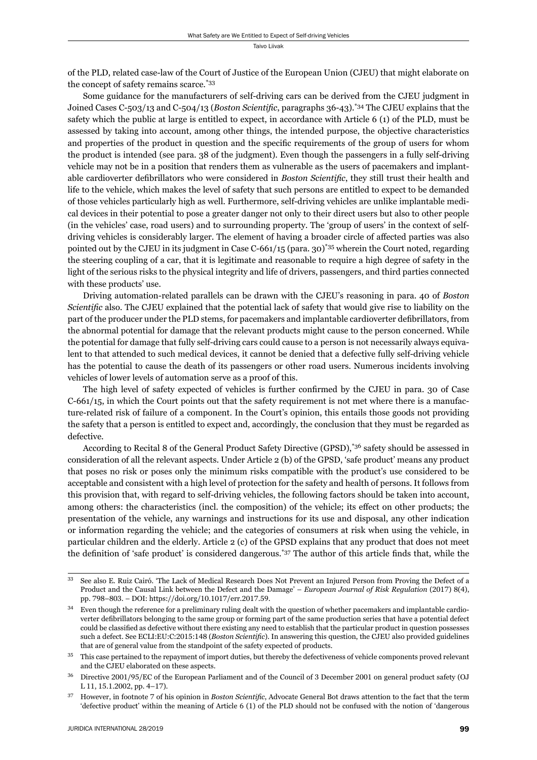of the PLD, related case-law of the Court of Justice of the European Union (CJEU) that might elaborate on the concept of safety remains scarce.[*33]

Some guidance for the manufacturers of self-driving cars can be derived from the CJEU judgment in Joined Cases C-503/13 and C-504/13 (*Boston Scientific*, paragraphs 36-43).[*34] The CJEU explains that the safety which the public at large is entitled to expect, in accordance with Article 6 (1) of the PLD, must be assessed by taking into account, among other things, the intended purpose, the objective characteristics and properties of the product in question and the specific requirements of the group of users for whom the product is intended (see para. 38 of the judgment). Even though the passengers in a fully self-driving vehicle may not be in a position that renders them as vulnerable as the users of pacemakers and implantable cardioverter defibrillators who were considered in *Boston Scientific*, they still trust their health and life to the vehicle, which makes the level of safety that such persons are entitled to expect to be demanded of those vehicles particularly high as well. Furthermore, self-driving vehicles are unlike implantable medical devices in their potential to pose a greater danger not only to their direct users but also to other people (in the vehicles' case, road users) and to surrounding property. The 'group of users' in the context of self-driving vehicles is considerably larger. The element of having a broader circle of affected parties was also pointed out by the CJEU in its judgment in Case C-661/15 (para. 30)[*35] wherein the Court noted, regarding the steering coupling of a car, that it is legitimate and reasonable to require a high degree of safety in the light of the serious risks to the physical integrity and life of drivers, passengers, and third parties connected with these products' use.

Driving automation-related parallels can be drawn with the CJEU's reasoning in para. 40 of *Boston Scientific* also. The CJEU explained that the potential lack of safety that would give rise to liability on the part of the producer under the PLD stems, for pacemakers and implantable cardioverter defibrillators, from the abnormal potential for damage that the relevant products might cause to the person concerned. While the potential for damage that fully self-driving cars could cause to a person is not necessarily always equivalent to that attended to such medical devices, it cannot be denied that a defective fully self-driving vehicle has the potential to cause the death of its passengers or other road users. Numerous incidents involving vehicles of lower levels of automation serve as a proof of this.

The high level of safety expected of vehicles is further confirmed by the CJEU in para. 30 of Case C-661/15, in which the Court points out that the safety requirement is not met where there is a manufacture-related risk of failure of a component. In the Court's opinion, this entails those goods not providing the safety that a person is entitled to expect and, accordingly, the conclusion that they must be regarded as defective.

According to Recital 8 of the General Product Safety Directive (GPSD),[*36] safety should be assessed in consideration of all the relevant aspects. Under Article 2 (b) of the GPSD, 'safe product' means any product that poses no risk or poses only the minimum risks compatible with the product's use considered to be acceptable and consistent with a high level of protection for the safety and health of persons. It follows from this provision that, with regard to self-driving vehicles, the following factors should be taken into account, among others: the characteristics (incl. the composition) of the vehicle; its effect on other products; the presentation of the vehicle, any warnings and instructions for its use and disposal, any other indication or information regarding the vehicle; and the categories of consumers at risk when using the vehicle, in particular children and the elderly. Article 2 (c) of the GPSD explains that any product that does not meet the definition of 'safe product' is considered dangerous.[*37] The author of this article finds that, while the

---

33 See also E. Ruiz Cairó. 'The Lack of Medical Research Does Not Prevent an Injured Person from Proving the Defect of a Product and the Causal Link between the Defect and the Damage' – *European Journal of Risk Regulation* (2017) 8(4), pp. 798–803. – DOI: https://doi.org/10.1017/err.2017.59.

34 Even though the reference for a preliminary ruling dealt with the question of whether pacemakers and implantable cardioverter defibrillators belonging to the same group or forming part of the same production series that have a potential defect could be classified as defective without there existing any need to establish that the particular product in question possesses such a defect. See ECLI:EU:C:2015:148 (*Boston Scientific*). In answering this question, the CJEU also provided guidelines that are of general value from the standpoint of the safety expected of products.

35 This case pertained to the repayment of import duties, but thereby the defectiveness of vehicle components proved relevant and the CJEU elaborated on these aspects.

36 Directive 2001/95/EC of the European Parliament and of the Council of 3 December 2001 on general product safety (OJ L 11, 15.1.2002, pp. 4–17).

37 However, in footnote 7 of his opinion in *Boston Scientific*, Advocate General Bot draws attention to the fact that the term 'defective product' within the meaning of Article 6 (1) of the PLD should not be confused with the notion of 'dangerous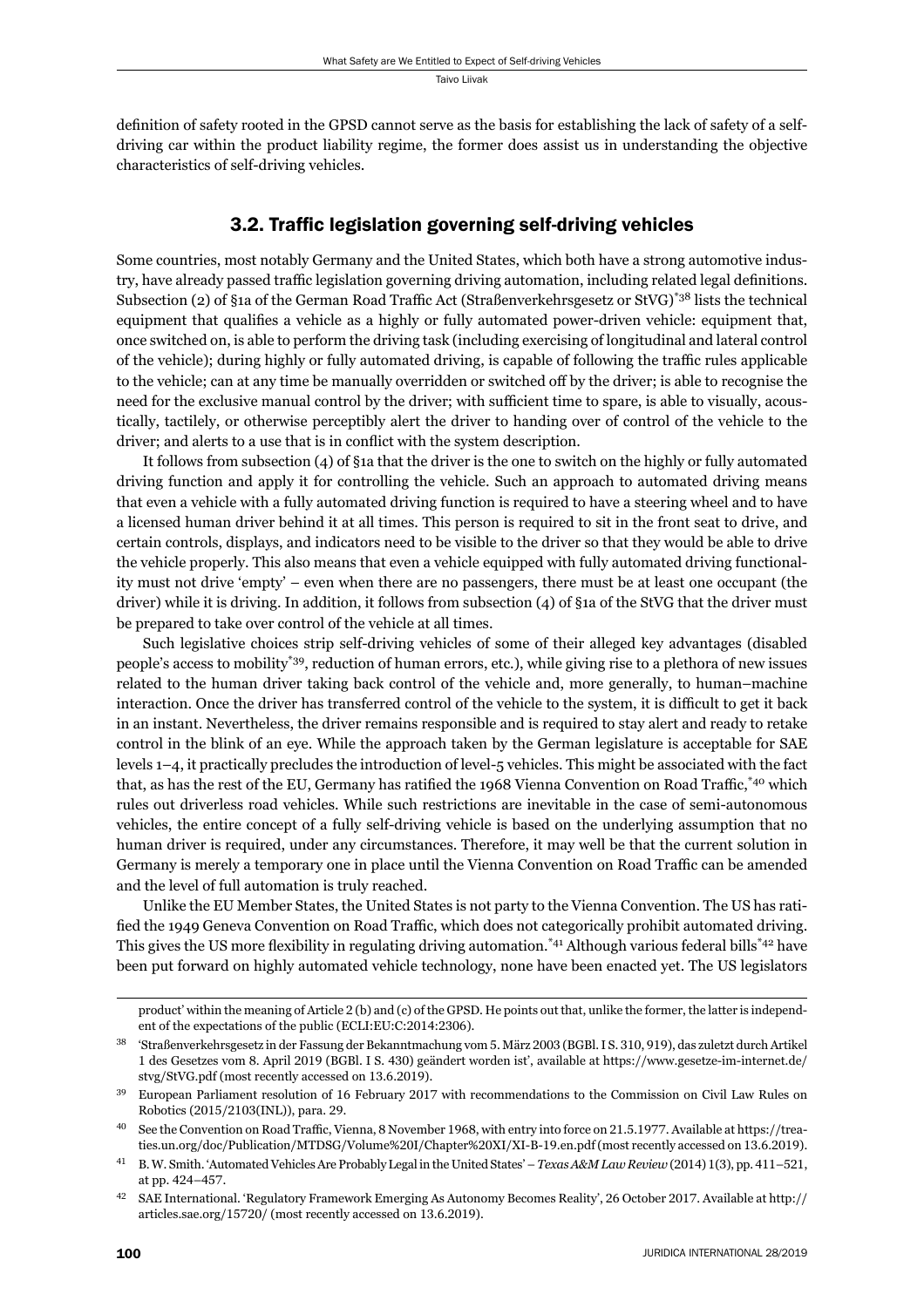definition of safety rooted in the GPSD cannot serve as the basis for establishing the lack of safety of a self-driving car within the product liability regime, the former does assist us in understanding the objective characteristics of self-driving vehicles.

## 3.2. Traffic legislation governing self-driving vehicles

Some countries, most notably Germany and the United States, which both have a strong automotive industry, have already passed traffic legislation governing driving automation, including related legal definitions. Subsection (2) of §1a of the German Road Traffic Act (Straßenverkehrsgesetz or StVG)[*38] lists the technical equipment that qualifies a vehicle as a highly or fully automated power-driven vehicle: equipment that, once switched on, is able to perform the driving task (including exercising of longitudinal and lateral control of the vehicle); during highly or fully automated driving, is capable of following the traffic rules applicable to the vehicle; can at any time be manually overridden or switched off by the driver; is able to recognise the need for the exclusive manual control by the driver; with sufficient time to spare, is able to visually, acoustically, tactilely, or otherwise perceptibly alert the driver to handing over of control of the vehicle to the driver; and alerts to a use that is in conflict with the system description.

It follows from subsection (4) of §1a that the driver is the one to switch on the highly or fully automated driving function and apply it for controlling the vehicle. Such an approach to automated driving means that even a vehicle with a fully automated driving function is required to have a steering wheel and to have a licensed human driver behind it at all times. This person is required to sit in the front seat to drive, and certain controls, displays, and indicators need to be visible to the driver so that they would be able to drive the vehicle properly. This also means that even a vehicle equipped with fully automated driving functionality must not drive 'empty' – even when there are no passengers, there must be at least one occupant (the driver) while it is driving. In addition, it follows from subsection (4) of §1a of the StVG that the driver must be prepared to take over control of the vehicle at all times.

Such legislative choices strip self-driving vehicles of some of their alleged key advantages (disabled people's access to mobility[*39], reduction of human errors, etc.), while giving rise to a plethora of new issues related to the human driver taking back control of the vehicle and, more generally, to human–machine interaction. Once the driver has transferred control of the vehicle to the system, it is difficult to get it back in an instant. Nevertheless, the driver remains responsible and is required to stay alert and ready to retake control in the blink of an eye. While the approach taken by the German legislature is acceptable for SAE levels 1–4, it practically precludes the introduction of level-5 vehicles. This might be associated with the fact that, as has the rest of the EU, Germany has ratified the 1968 Vienna Convention on Road Traffic,[*40] which rules out driverless road vehicles. While such restrictions are inevitable in the case of semi-autonomous vehicles, the entire concept of a fully self-driving vehicle is based on the underlying assumption that no human driver is required, under any circumstances. Therefore, it may well be that the current solution in Germany is merely a temporary one in place until the Vienna Convention on Road Traffic can be amended and the level of full automation is truly reached.

Unlike the EU Member States, the United States is not party to the Vienna Convention. The US has ratified the 1949 Geneva Convention on Road Traffic, which does not categorically prohibit automated driving. This gives the US more flexibility in regulating driving automation.[*41] Although various federal bills[*42] have been put forward on highly automated vehicle technology, none have been enacted yet. The US legislators

---

product' within the meaning of Article 2 (b) and (c) of the GPSD. He points out that, unlike the former, the latter is independent of the expectations of the public (ECLI:EU:C:2014:2306).

38 'Straßenverkehrsgesetz in der Fassung der Bekanntmachung vom 5. März 2003 (BGBl. I S. 310, 919), das zuletzt durch Artikel 1 des Gesetzes vom 8. April 2019 (BGBl. I S. 430) geändert worden ist', available at https://www.gesetze-im-internet.de/stvg/StVG.pdf (most recently accessed on 13.6.2019).

39 European Parliament resolution of 16 February 2017 with recommendations to the Commission on Civil Law Rules on Robotics (2015/2103(INL)), para. 29.

40 See the Convention on Road Traffic, Vienna, 8 November 1968, with entry into force on 21.5.1977. Available at https://treaties.un.org/doc/Publication/MTDSG/Volume%20I/Chapter%20XI/XI-B-19.en.pdf (most recently accessed on 13.6.2019).

41 B. W. Smith. 'Automated Vehicles Are Probably Legal in the United States' – *Texas A&M Law Review* (2014) 1(3), pp. 411–521, at pp. 424–457.

42 SAE International. 'Regulatory Framework Emerging As Autonomy Becomes Reality', 26 October 2017. Available at http://articles.sae.org/15720/ (most recently accessed on 13.6.2019).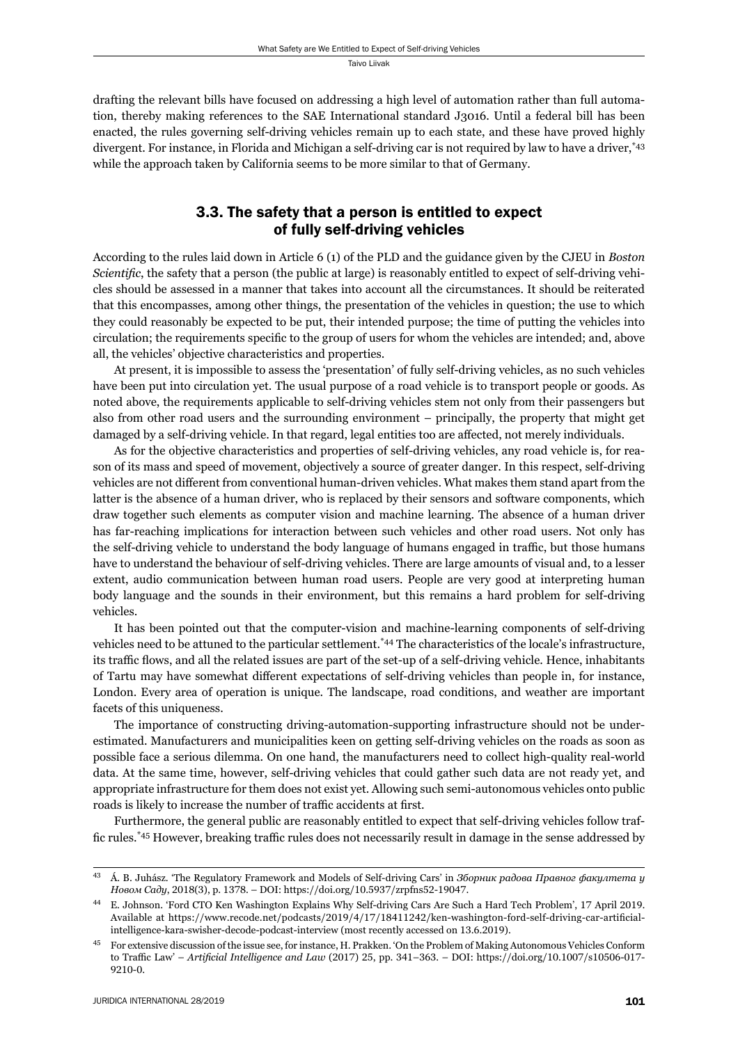drafting the relevant bills have focused on addressing a high level of automation rather than full automation, thereby making references to the SAE International standard J3016. Until a federal bill has been enacted, the rules governing self-driving vehicles remain up to each state, and these have proved highly divergent. For instance, in Florida and Michigan a self-driving car is not required by law to have a driver,[*43] while the approach taken by California seems to be more similar to that of Germany.

## 3.3. The safety that a person is entitled to expect of fully self-driving vehicles

According to the rules laid down in Article 6 (1) of the PLD and the guidance given by the CJEU in *Boston Scientific*, the safety that a person (the public at large) is reasonably entitled to expect of self-driving vehicles should be assessed in a manner that takes into account all the circumstances. It should be reiterated that this encompasses, among other things, the presentation of the vehicles in question; the use to which they could reasonably be expected to be put, their intended purpose; the time of putting the vehicles into circulation; the requirements specific to the group of users for whom the vehicles are intended; and, above all, the vehicles' objective characteristics and properties.

At present, it is impossible to assess the 'presentation' of fully self-driving vehicles, as no such vehicles have been put into circulation yet. The usual purpose of a road vehicle is to transport people or goods. As noted above, the requirements applicable to self-driving vehicles stem not only from their passengers but also from other road users and the surrounding environment – principally, the property that might get damaged by a self-driving vehicle. In that regard, legal entities too are affected, not merely individuals.

As for the objective characteristics and properties of self-driving vehicles, any road vehicle is, for reason of its mass and speed of movement, objectively a source of greater danger. In this respect, self-driving vehicles are not different from conventional human-driven vehicles. What makes them stand apart from the latter is the absence of a human driver, who is replaced by their sensors and software components, which draw together such elements as computer vision and machine learning. The absence of a human driver has far-reaching implications for interaction between such vehicles and other road users. Not only has the self-driving vehicle to understand the body language of humans engaged in traffic, but those humans have to understand the behaviour of self-driving vehicles. There are large amounts of visual and, to a lesser extent, audio communication between human road users. People are very good at interpreting human body language and the sounds in their environment, but this remains a hard problem for self-driving vehicles.

It has been pointed out that the computer-vision and machine-learning components of self-driving vehicles need to be attuned to the particular settlement.[*44] The characteristics of the locale's infrastructure, its traffic flows, and all the related issues are part of the set-up of a self-driving vehicle. Hence, inhabitants of Tartu may have somewhat different expectations of self-driving vehicles than people in, for instance, London. Every area of operation is unique. The landscape, road conditions, and weather are important facets of this uniqueness.

The importance of constructing driving-automation-supporting infrastructure should not be underestimated. Manufacturers and municipalities keen on getting self-driving vehicles on the roads as soon as possible face a serious dilemma. On one hand, the manufacturers need to collect high-quality real-world data. At the same time, however, self-driving vehicles that could gather such data are not ready yet, and appropriate infrastructure for them does not exist yet. Allowing such semi-autonomous vehicles onto public roads is likely to increase the number of traffic accidents at first.

Furthermore, the general public are reasonably entitled to expect that self-driving vehicles follow traffic rules.[*45] However, breaking traffic rules does not necessarily result in damage in the sense addressed by

---

[43] Á. B. Juhász. 'The Regulatory Framework and Models of Self-driving Cars' in *Зборник радова Правног факултета у Новом Саду*, 2018(3), p. 1378. – DOI: https://doi.org/10.5937/zrpfns52-19047.

[44] E. Johnson. 'Ford CTO Ken Washington Explains Why Self-driving Cars Are Such a Hard Tech Problem', 17 April 2019. Available at https://www.recode.net/podcasts/2019/4/17/18411242/ken-washington-ford-self-driving-car-artificial-intelligence-kara-swisher-decode-podcast-interview (most recently accessed on 13.6.2019).

[45] For extensive discussion of the issue see, for instance, H. Prakken. 'On the Problem of Making Autonomous Vehicles Conform to Traffic Law' – *Artificial Intelligence and Law* (2017) 25, pp. 341–363. – DOI: https://doi.org/10.1007/s10506-017-9210-0.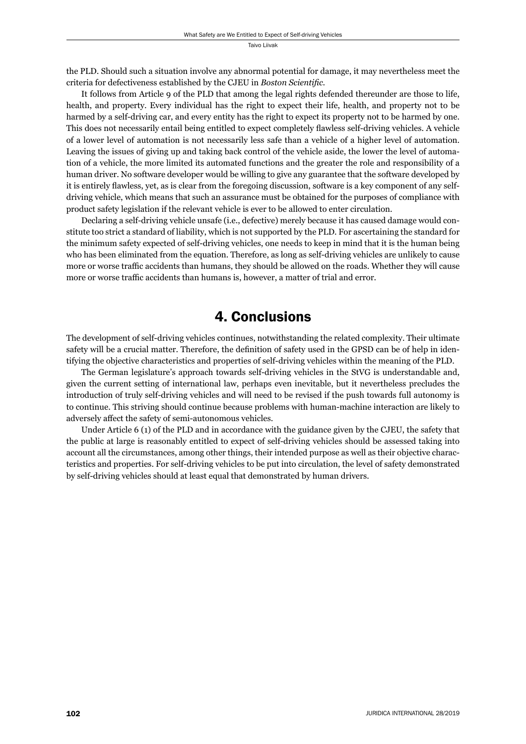the PLD. Should such a situation involve any abnormal potential for damage, it may nevertheless meet the criteria for defectiveness established by the CJEU in *Boston Scientific*.

It follows from Article 9 of the PLD that among the legal rights defended thereunder are those to life, health, and property. Every individual has the right to expect their life, health, and property not to be harmed by a self-driving car, and every entity has the right to expect its property not to be harmed by one. This does not necessarily entail being entitled to expect completely flawless self-driving vehicles. A vehicle of a lower level of automation is not necessarily less safe than a vehicle of a higher level of automation. Leaving the issues of giving up and taking back control of the vehicle aside, the lower the level of automation of a vehicle, the more limited its automated functions and the greater the role and responsibility of a human driver. No software developer would be willing to give any guarantee that the software developed by it is entirely flawless, yet, as is clear from the foregoing discussion, software is a key component of any self-driving vehicle, which means that such an assurance must be obtained for the purposes of compliance with product safety legislation if the relevant vehicle is ever to be allowed to enter circulation.

Declaring a self-driving vehicle unsafe (i.e., defective) merely because it has caused damage would constitute too strict a standard of liability, which is not supported by the PLD. For ascertaining the standard for the minimum safety expected of self-driving vehicles, one needs to keep in mind that it is the human being who has been eliminated from the equation. Therefore, as long as self-driving vehicles are unlikely to cause more or worse traffic accidents than humans, they should be allowed on the roads. Whether they will cause more or worse traffic accidents than humans is, however, a matter of trial and error.

## 4. Conclusions

The development of self-driving vehicles continues, notwithstanding the related complexity. Their ultimate safety will be a crucial matter. Therefore, the definition of safety used in the GPSD can be of help in identifying the objective characteristics and properties of self-driving vehicles within the meaning of the PLD.

The German legislature's approach towards self-driving vehicles in the StVG is understandable and, given the current setting of international law, perhaps even inevitable, but it nevertheless precludes the introduction of truly self-driving vehicles and will need to be revised if the push towards full autonomy is to continue. This striving should continue because problems with human-machine interaction are likely to adversely affect the safety of semi-autonomous vehicles.

Under Article 6 (1) of the PLD and in accordance with the guidance given by the CJEU, the safety that the public at large is reasonably entitled to expect of self-driving vehicles should be assessed taking into account all the circumstances, among other things, their intended purpose as well as their objective characteristics and properties. For self-driving vehicles to be put into circulation, the level of safety demonstrated by self-driving vehicles should at least equal that demonstrated by human drivers.